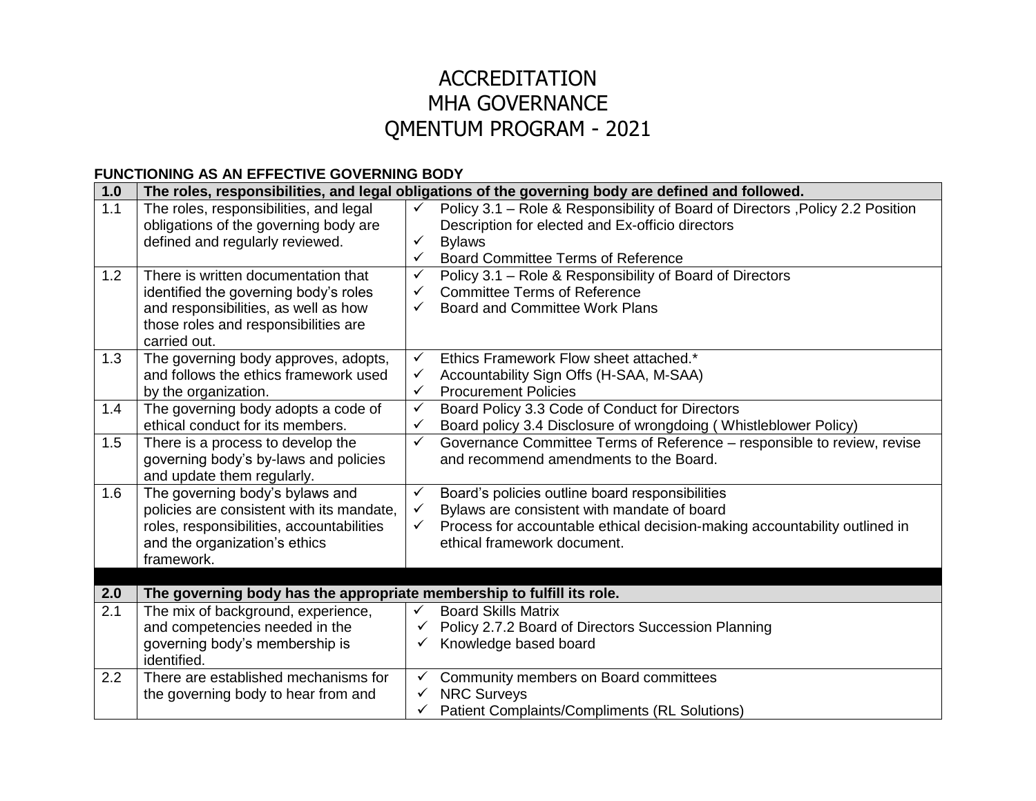# ACCREDITATION
# MHA GOVERNANCE
# QMENTUM PROGRAM - 2021

**FUNCTIONING AS AN EFFECTIVE GOVERNING BODY**

| **1.0** | **The roles, responsibilities, and legal obligations of the governing body are defined and followed.** | |
|---|---|---|
| 1.1 | The roles, responsibilities, and legal obligations of the governing body are defined and regularly reviewed. | ✓ Policy 3.1 – Role & Responsibility of Board of Directors ,Policy 2.2 Position Description for elected and Ex-officio directors<br>✓ Bylaws<br>✓ Board Committee Terms of Reference |
| 1.2 | There is written documentation that identified the governing body's roles and responsibilities, as well as how those roles and responsibilities are carried out. | ✓ Policy 3.1 – Role & Responsibility of Board of Directors<br>✓ Committee Terms of Reference<br>✓ Board and Committee Work Plans |
| 1.3 | The governing body approves, adopts, and follows the ethics framework used by the organization. | ✓ Ethics Framework Flow sheet attached.*<br>✓ Accountability Sign Offs (H-SAA, M-SAA)<br>✓ Procurement Policies |
| 1.4 | The governing body adopts a code of ethical conduct for its members. | ✓ Board Policy 3.3 Code of Conduct for Directors<br>✓ Board policy 3.4 Disclosure of wrongdoing ( Whistleblower Policy) |
| 1.5 | There is a process to develop the governing body's by-laws and policies and update them regularly. | ✓ Governance Committee Terms of Reference – responsible to review, revise and recommend amendments to the Board. |
| 1.6 | The governing body's bylaws and policies are consistent with its mandate, roles, responsibilities, accountabilities and the organization's ethics framework. | ✓ Board's policies outline board responsibilities<br>✓ Bylaws are consistent with mandate of board<br>✓ Process for accountable ethical decision-making accountability outlined in ethical framework document. |
| | | |
| **2.0** | **The governing body has the appropriate membership to fulfill its role.** | |
| 2.1 | The mix of background, experience, and competencies needed in the governing body's membership is identified. | ✓ Board Skills Matrix<br>✓ Policy 2.7.2 Board of Directors Succession Planning<br>✓ Knowledge based board |
| 2.2 | There are established mechanisms for the governing body to hear from and | ✓ Community members on Board committees<br>✓ NRC Surveys<br>✓ Patient Complaints/Compliments (RL Solutions) |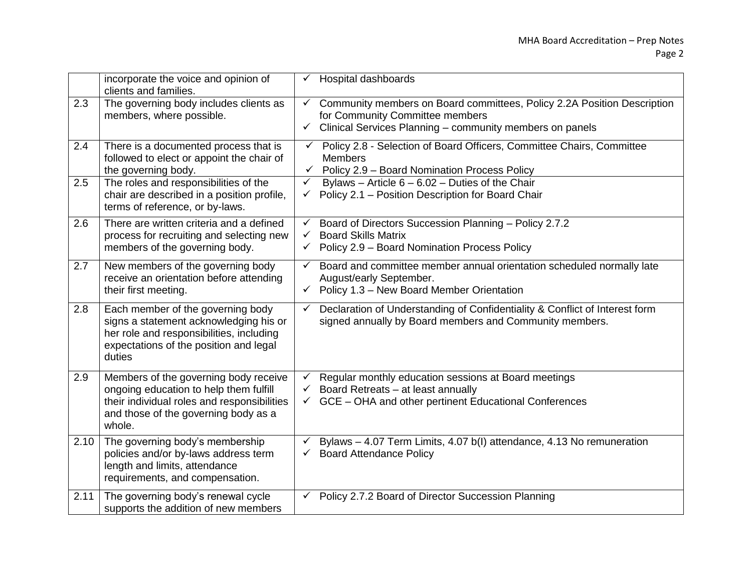| | | |
|---|---|---|
| | incorporate the voice and opinion of clients and families. | ✓ Hospital dashboards |
| 2.3 | The governing body includes clients as members, where possible. | ✓ Community members on Board committees, Policy 2.2A Position Description for Community Committee members<br>✓ Clinical Services Planning – community members on panels |
| 2.4 | There is a documented process that is followed to elect or appoint the chair of the governing body. | ✓ Policy 2.8 - Selection of Board Officers, Committee Chairs, Committee Members<br>✓ Policy 2.9 – Board Nomination Process Policy |
| 2.5 | The roles and responsibilities of the chair are described in a position profile, terms of reference, or by-laws. | ✓ Bylaws – Article 6 – 6.02 – Duties of the Chair<br>✓ Policy 2.1 – Position Description for Board Chair |
| 2.6 | There are written criteria and a defined process for recruiting and selecting new members of the governing body. | ✓ Board of Directors Succession Planning – Policy 2.7.2<br>✓ Board Skills Matrix<br>✓ Policy 2.9 – Board Nomination Process Policy |
| 2.7 | New members of the governing body receive an orientation before attending their first meeting. | ✓ Board and committee member annual orientation scheduled normally late August/early September.<br>✓ Policy 1.3 – New Board Member Orientation |
| 2.8 | Each member of the governing body signs a statement acknowledging his or her role and responsibilities, including expectations of the position and legal duties | ✓ Declaration of Understanding of Confidentiality & Conflict of Interest form signed annually by Board members and Community members. |
| 2.9 | Members of the governing body receive ongoing education to help them fulfill their individual roles and responsibilities and those of the governing body as a whole. | ✓ Regular monthly education sessions at Board meetings<br>✓ Board Retreats – at least annually<br>✓ GCE – OHA and other pertinent Educational Conferences |
| 2.10 | The governing body's membership policies and/or by-laws address term length and limits, attendance requirements, and compensation. | ✓ Bylaws – 4.07 Term Limits, 4.07 b(I) attendance, 4.13 No remuneration<br>✓ Board Attendance Policy |
| 2.11 | The governing body's renewal cycle supports the addition of new members | ✓ Policy 2.7.2 Board of Director Succession Planning |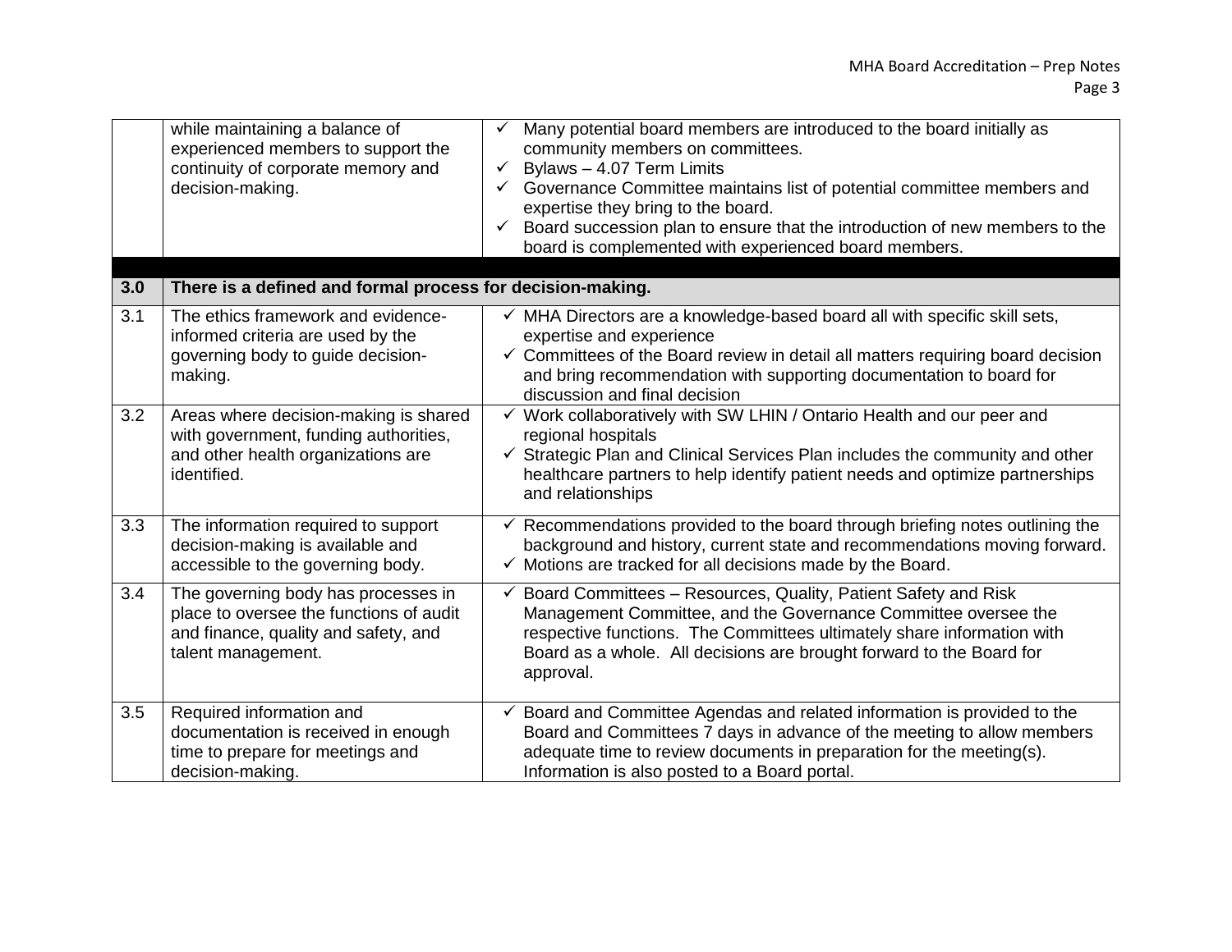| | | |
|---|---|---|
| | while maintaining a balance of experienced members to support the continuity of corporate memory and decision-making. | ✓ Many potential board members are introduced to the board initially as community members on committees.<br>✓ Bylaws – 4.07 Term Limits<br>✓ Governance Committee maintains list of potential committee members and expertise they bring to the board.<br>✓ Board succession plan to ensure that the introduction of new members to the board is complemented with experienced board members. |
| | | |
| **3.0** | **There is a defined and formal process for decision-making.** | |
| 3.1 | The ethics framework and evidence-informed criteria are used by the governing body to guide decision-making. | ✓ MHA Directors are a knowledge-based board all with specific skill sets, expertise and experience<br>✓ Committees of the Board review in detail all matters requiring board decision and bring recommendation with supporting documentation to board for discussion and final decision |
| 3.2 | Areas where decision-making is shared with government, funding authorities, and other health organizations are identified. | ✓ Work collaboratively with SW LHIN / Ontario Health and our peer and regional hospitals<br>✓ Strategic Plan and Clinical Services Plan includes the community and other healthcare partners to help identify patient needs and optimize partnerships and relationships |
| 3.3 | The information required to support decision-making is available and accessible to the governing body. | ✓ Recommendations provided to the board through briefing notes outlining the background and history, current state and recommendations moving forward.<br>✓ Motions are tracked for all decisions made by the Board. |
| 3.4 | The governing body has processes in place to oversee the functions of audit and finance, quality and safety, and talent management. | ✓ Board Committees – Resources, Quality, Patient Safety and Risk Management Committee, and the Governance Committee oversee the respective functions. The Committees ultimately share information with Board as a whole. All decisions are brought forward to the Board for approval. |
| 3.5 | Required information and documentation is received in enough time to prepare for meetings and decision-making. | ✓ Board and Committee Agendas and related information is provided to the Board and Committees 7 days in advance of the meeting to allow members adequate time to review documents in preparation for the meeting(s). Information is also posted to a Board portal. |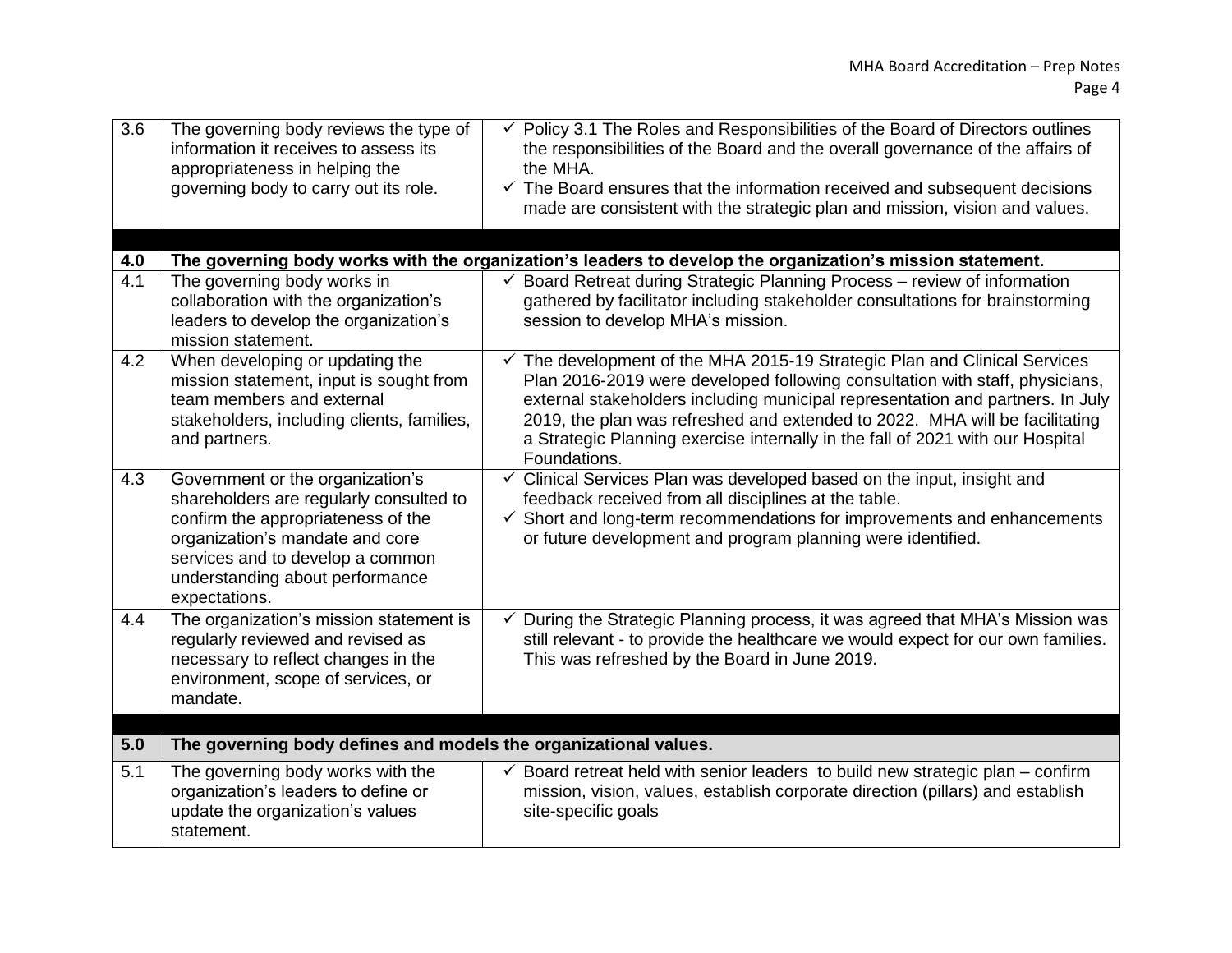| | | |
|---|---|---|
| 3.6 | The governing body reviews the type of information it receives to assess its appropriateness in helping the governing body to carry out its role. | ✓ Policy 3.1 The Roles and Responsibilities of the Board of Directors outlines the responsibilities of the Board and the overall governance of the affairs of the MHA.<br>✓ The Board ensures that the information received and subsequent decisions made are consistent with the strategic plan and mission, vision and values. |
| | | |
| **4.0** | **The governing body works with the organization's leaders to develop the organization's mission statement.** | |
| 4.1 | The governing body works in collaboration with the organization's leaders to develop the organization's mission statement. | ✓ Board Retreat during Strategic Planning Process – review of information gathered by facilitator including stakeholder consultations for brainstorming session to develop MHA's mission. |
| 4.2 | When developing or updating the mission statement, input is sought from team members and external stakeholders, including clients, families, and partners. | ✓ The development of the MHA 2015-19 Strategic Plan and Clinical Services Plan 2016-2019 were developed following consultation with staff, physicians, external stakeholders including municipal representation and partners. In July 2019, the plan was refreshed and extended to 2022. MHA will be facilitating a Strategic Planning exercise internally in the fall of 2021 with our Hospital Foundations. |
| 4.3 | Government or the organization's shareholders are regularly consulted to confirm the appropriateness of the organization's mandate and core services and to develop a common understanding about performance expectations. | ✓ Clinical Services Plan was developed based on the input, insight and feedback received from all disciplines at the table.<br>✓ Short and long-term recommendations for improvements and enhancements or future development and program planning were identified. |
| 4.4 | The organization's mission statement is regularly reviewed and revised as necessary to reflect changes in the environment, scope of services, or mandate. | ✓ During the Strategic Planning process, it was agreed that MHA's Mission was still relevant - to provide the healthcare we would expect for our own families. This was refreshed by the Board in June 2019. |
| | | |
| **5.0** | **The governing body defines and models the organizational values.** | |
| 5.1 | The governing body works with the organization's leaders to define or update the organization's values statement. | ✓ Board retreat held with senior leaders to build new strategic plan – confirm mission, vision, values, establish corporate direction (pillars) and establish site-specific goals |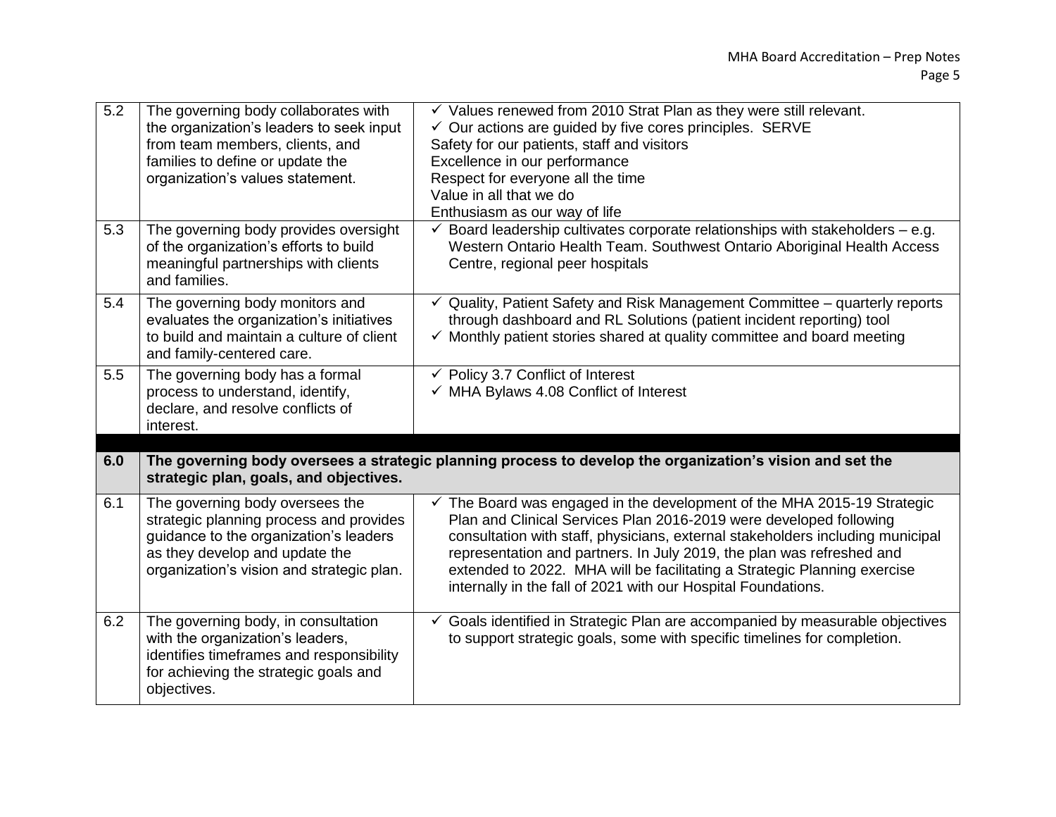| | | |
|---|---|---|
| 5.2 | The governing body collaborates with the organization's leaders to seek input from team members, clients, and families to define or update the organization's values statement. | ✓ Values renewed from 2010 Strat Plan as they were still relevant.<br>✓ Our actions are guided by five cores principles. SERVE<br>Safety for our patients, staff and visitors<br>Excellence in our performance<br>Respect for everyone all the time<br>Value in all that we do<br>Enthusiasm as our way of life |
| 5.3 | The governing body provides oversight of the organization's efforts to build meaningful partnerships with clients and families. | ✓ Board leadership cultivates corporate relationships with stakeholders – e.g. Western Ontario Health Team. Southwest Ontario Aboriginal Health Access Centre, regional peer hospitals |
| 5.4 | The governing body monitors and evaluates the organization's initiatives to build and maintain a culture of client and family-centered care. | ✓ Quality, Patient Safety and Risk Management Committee – quarterly reports through dashboard and RL Solutions (patient incident reporting) tool<br>✓ Monthly patient stories shared at quality committee and board meeting |
| 5.5 | The governing body has a formal process to understand, identify, declare, and resolve conflicts of interest. | ✓ Policy 3.7 Conflict of Interest<br>✓ MHA Bylaws 4.08 Conflict of Interest |
| | | |
| **6.0** | **The governing body oversees a strategic planning process to develop the organization's vision and set the strategic plan, goals, and objectives.** | |
| 6.1 | The governing body oversees the strategic planning process and provides guidance to the organization's leaders as they develop and update the organization's vision and strategic plan. | ✓ The Board was engaged in the development of the MHA 2015-19 Strategic Plan and Clinical Services Plan 2016-2019 were developed following consultation with staff, physicians, external stakeholders including municipal representation and partners. In July 2019, the plan was refreshed and extended to 2022. MHA will be facilitating a Strategic Planning exercise internally in the fall of 2021 with our Hospital Foundations. |
| 6.2 | The governing body, in consultation with the organization's leaders, identifies timeframes and responsibility for achieving the strategic goals and objectives. | ✓ Goals identified in Strategic Plan are accompanied by measurable objectives to support strategic goals, some with specific timelines for completion. |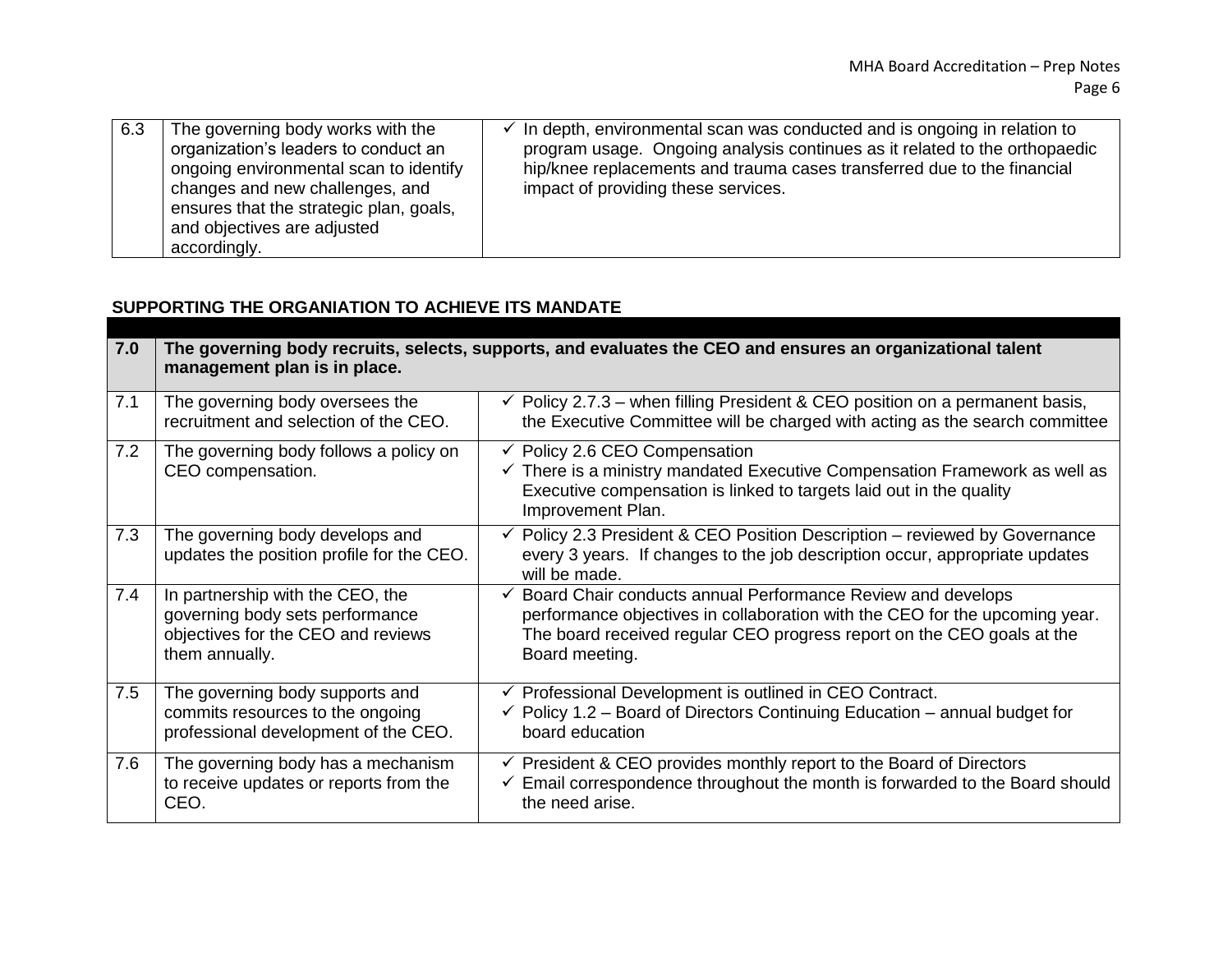| 6.3 | The governing body works with the organization's leaders to conduct an ongoing environmental scan to identify changes and new challenges, and ensures that the strategic plan, goals, and objectives are adjusted accordingly. | ✓ In depth, environmental scan was conducted and is ongoing in relation to program usage. Ongoing analysis continues as it related to the orthopaedic hip/knee replacements and trauma cases transferred due to the financial impact of providing these services. |
|---|---|---|

**SUPPORTING THE ORGANIATION TO ACHIEVE ITS MANDATE**

| **7.0** | **The governing body recruits, selects, supports, and evaluates the CEO and ensures an organizational talent management plan is in place.** | |
|---|---|---|
| 7.1 | The governing body oversees the recruitment and selection of the CEO. | ✓ Policy 2.7.3 – when filling President & CEO position on a permanent basis, the Executive Committee will be charged with acting as the search committee |
| 7.2 | The governing body follows a policy on CEO compensation. | ✓ Policy 2.6 CEO Compensation<br>✓ There is a ministry mandated Executive Compensation Framework as well as Executive compensation is linked to targets laid out in the quality Improvement Plan. |
| 7.3 | The governing body develops and updates the position profile for the CEO. | ✓ Policy 2.3 President & CEO Position Description – reviewed by Governance every 3 years. If changes to the job description occur, appropriate updates will be made. |
| 7.4 | In partnership with the CEO, the governing body sets performance objectives for the CEO and reviews them annually. | ✓ Board Chair conducts annual Performance Review and develops performance objectives in collaboration with the CEO for the upcoming year. The board received regular CEO progress report on the CEO goals at the Board meeting. |
| 7.5 | The governing body supports and commits resources to the ongoing professional development of the CEO. | ✓ Professional Development is outlined in CEO Contract.<br>✓ Policy 1.2 – Board of Directors Continuing Education – annual budget for board education |
| 7.6 | The governing body has a mechanism to receive updates or reports from the CEO. | ✓ President & CEO provides monthly report to the Board of Directors<br>✓ Email correspondence throughout the month is forwarded to the Board should the need arise. |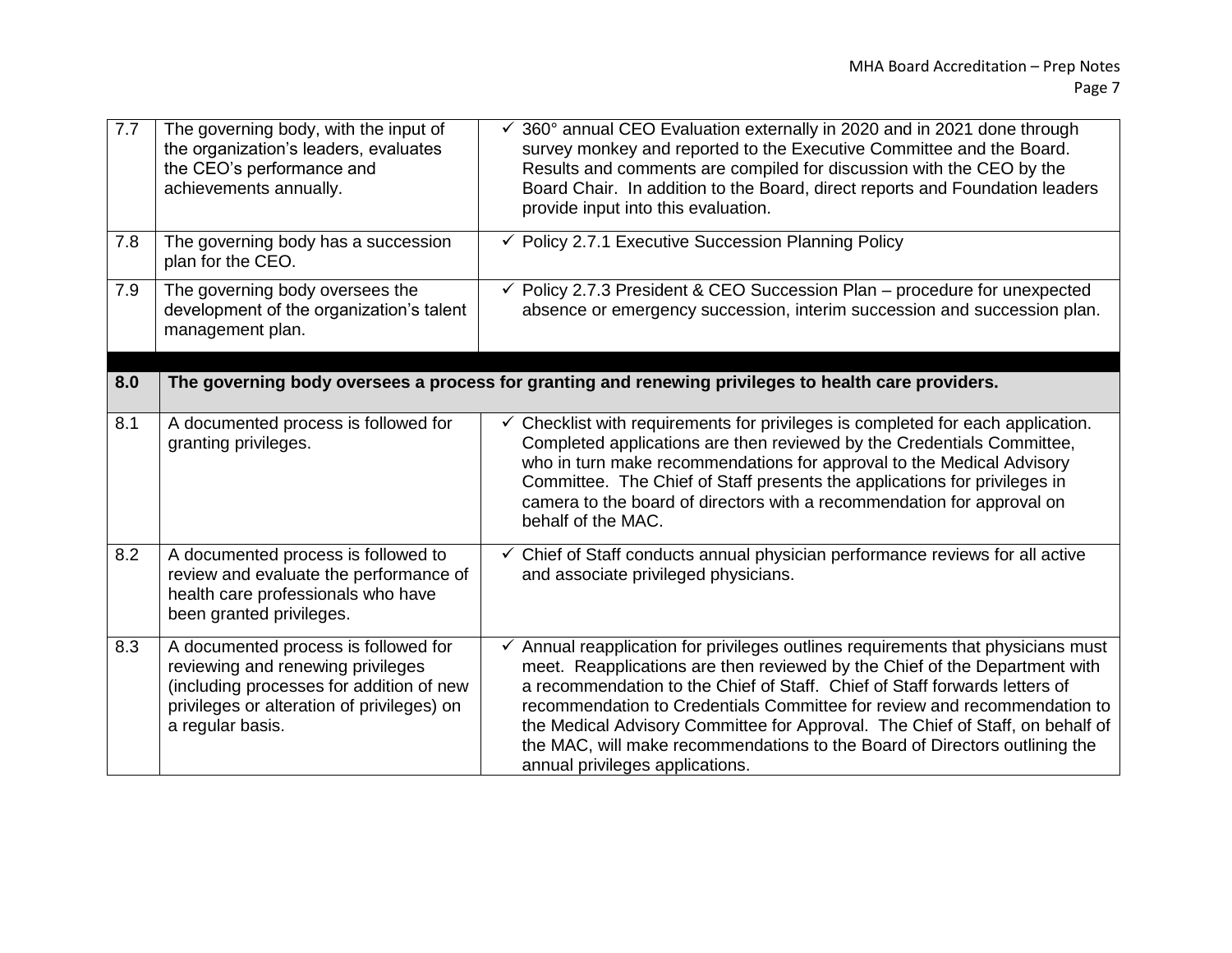| | | |
|---|---|---|
| 7.7 | The governing body, with the input of the organization's leaders, evaluates the CEO's performance and achievements annually. | ✓ 360° annual CEO Evaluation externally in 2020 and in 2021 done through survey monkey and reported to the Executive Committee and the Board. Results and comments are compiled for discussion with the CEO by the Board Chair. In addition to the Board, direct reports and Foundation leaders provide input into this evaluation. |
| 7.8 | The governing body has a succession plan for the CEO. | ✓ Policy 2.7.1 Executive Succession Planning Policy |
| 7.9 | The governing body oversees the development of the organization's talent management plan. | ✓ Policy 2.7.3 President & CEO Succession Plan – procedure for unexpected absence or emergency succession, interim succession and succession plan. |
| | | |
| **8.0** | **The governing body oversees a process for granting and renewing privileges to health care providers.** | |
| 8.1 | A documented process is followed for granting privileges. | ✓ Checklist with requirements for privileges is completed for each application. Completed applications are then reviewed by the Credentials Committee, who in turn make recommendations for approval to the Medical Advisory Committee. The Chief of Staff presents the applications for privileges in camera to the board of directors with a recommendation for approval on behalf of the MAC. |
| 8.2 | A documented process is followed to review and evaluate the performance of health care professionals who have been granted privileges. | ✓ Chief of Staff conducts annual physician performance reviews for all active and associate privileged physicians. |
| 8.3 | A documented process is followed for reviewing and renewing privileges (including processes for addition of new privileges or alteration of privileges) on a regular basis. | ✓ Annual reapplication for privileges outlines requirements that physicians must meet. Reapplications are then reviewed by the Chief of the Department with a recommendation to the Chief of Staff. Chief of Staff forwards letters of recommendation to Credentials Committee for review and recommendation to the Medical Advisory Committee for Approval. The Chief of Staff, on behalf of the MAC, will make recommendations to the Board of Directors outlining the annual privileges applications. |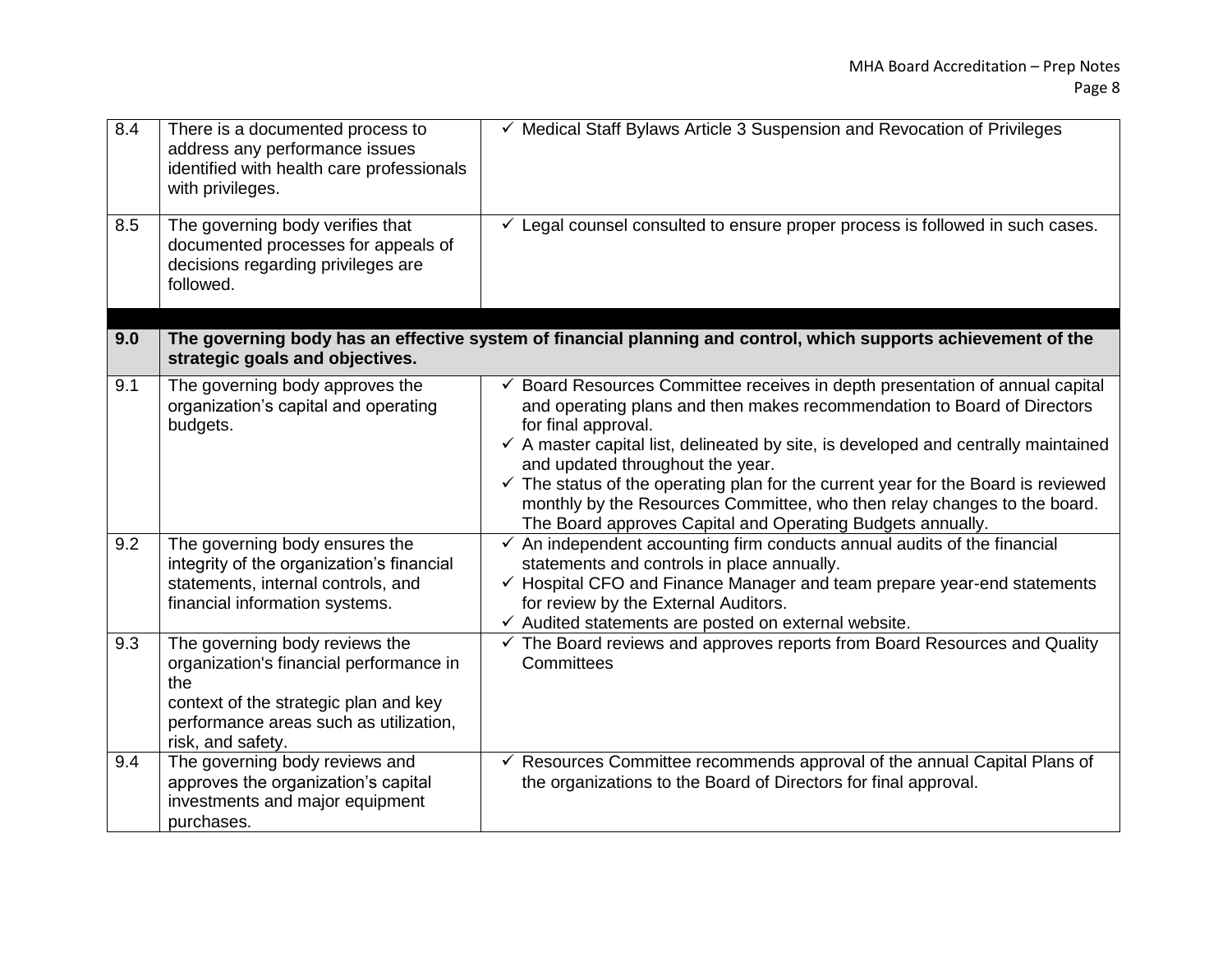| | | |
|---|---|---|
| 8.4 | There is a documented process to address any performance issues identified with health care professionals with privileges. | ✓ Medical Staff Bylaws Article 3 Suspension and Revocation of Privileges |
| 8.5 | The governing body verifies that documented processes for appeals of decisions regarding privileges are followed. | ✓ Legal counsel consulted to ensure proper process is followed in such cases. |
| | | |
| **9.0** | **The governing body has an effective system of financial planning and control, which supports achievement of the strategic goals and objectives.** | |
| 9.1 | The governing body approves the organization's capital and operating budgets. | ✓ Board Resources Committee receives in depth presentation of annual capital and operating plans and then makes recommendation to Board of Directors for final approval.<br>✓ A master capital list, delineated by site, is developed and centrally maintained and updated throughout the year.<br>✓ The status of the operating plan for the current year for the Board is reviewed monthly by the Resources Committee, who then relay changes to the board. The Board approves Capital and Operating Budgets annually. |
| 9.2 | The governing body ensures the integrity of the organization's financial statements, internal controls, and financial information systems. | ✓ An independent accounting firm conducts annual audits of the financial statements and controls in place annually.<br>✓ Hospital CFO and Finance Manager and team prepare year-end statements for review by the External Auditors.<br>✓ Audited statements are posted on external website. |
| 9.3 | The governing body reviews the organization's financial performance in the context of the strategic plan and key performance areas such as utilization, risk, and safety. | ✓ The Board reviews and approves reports from Board Resources and Quality Committees |
| 9.4 | The governing body reviews and approves the organization's capital investments and major equipment purchases. | ✓ Resources Committee recommends approval of the annual Capital Plans of the organizations to the Board of Directors for final approval. |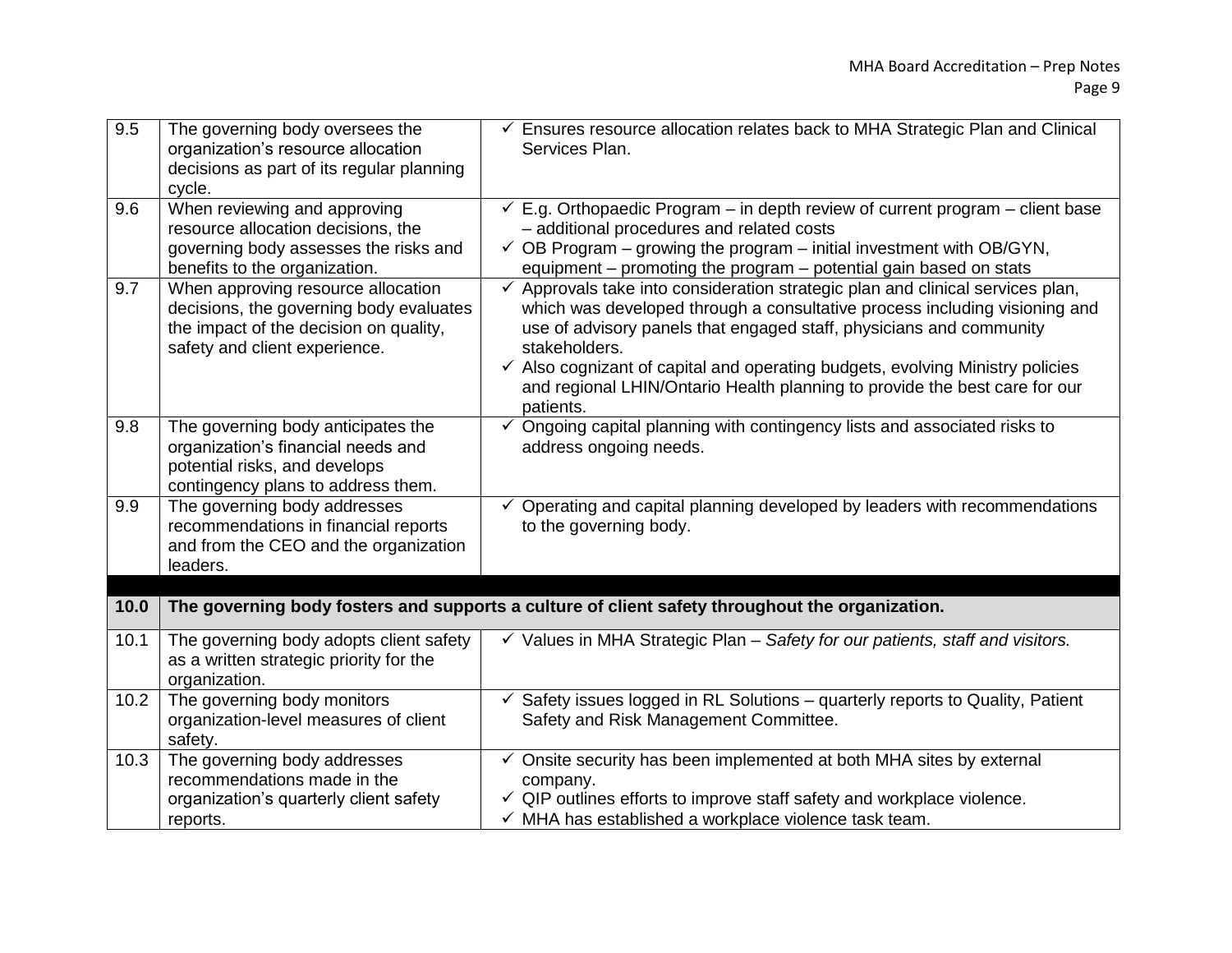| | | |
|---|---|---|
| 9.5 | The governing body oversees the organization's resource allocation decisions as part of its regular planning cycle. | ✓ Ensures resource allocation relates back to MHA Strategic Plan and Clinical Services Plan. |
| 9.6 | When reviewing and approving resource allocation decisions, the governing body assesses the risks and benefits to the organization. | ✓ E.g. Orthopaedic Program – in depth review of current program – client base – additional procedures and related costs<br>✓ OB Program – growing the program – initial investment with OB/GYN, equipment – promoting the program – potential gain based on stats |
| 9.7 | When approving resource allocation decisions, the governing body evaluates the impact of the decision on quality, safety and client experience. | ✓ Approvals take into consideration strategic plan and clinical services plan, which was developed through a consultative process including visioning and use of advisory panels that engaged staff, physicians and community stakeholders.<br>✓ Also cognizant of capital and operating budgets, evolving Ministry policies and regional LHIN/Ontario Health planning to provide the best care for our patients. |
| 9.8 | The governing body anticipates the organization's financial needs and potential risks, and develops contingency plans to address them. | ✓ Ongoing capital planning with contingency lists and associated risks to address ongoing needs. |
| 9.9 | The governing body addresses recommendations in financial reports and from the CEO and the organization leaders. | ✓ Operating and capital planning developed by leaders with recommendations to the governing body. |
| **10.0** | **The governing body fosters and supports a culture of client safety throughout the organization.** | |
| 10.1 | The governing body adopts client safety as a written strategic priority for the organization. | ✓ Values in MHA Strategic Plan – *Safety for our patients, staff and visitors.* |
| 10.2 | The governing body monitors organization-level measures of client safety. | ✓ Safety issues logged in RL Solutions – quarterly reports to Quality, Patient Safety and Risk Management Committee. |
| 10.3 | The governing body addresses recommendations made in the organization's quarterly client safety reports. | ✓ Onsite security has been implemented at both MHA sites by external company.<br>✓ QIP outlines efforts to improve staff safety and workplace violence.<br>✓ MHA has established a workplace violence task team. |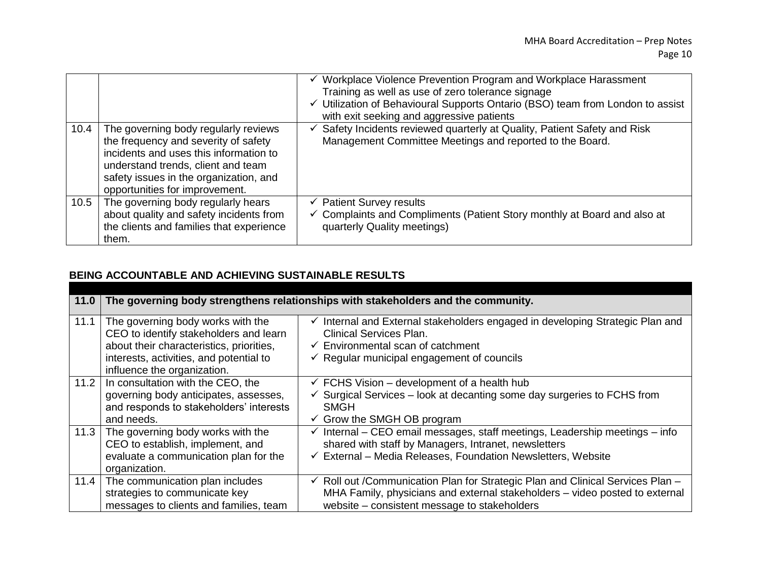| | | |
|---|---|---|
| | | ✓ Workplace Violence Prevention Program and Workplace Harassment Training as well as use of zero tolerance signage<br>✓ Utilization of Behavioural Supports Ontario (BSO) team from London to assist with exit seeking and aggressive patients |
| 10.4 | The governing body regularly reviews the frequency and severity of safety incidents and uses this information to understand trends, client and team safety issues in the organization, and opportunities for improvement. | ✓ Safety Incidents reviewed quarterly at Quality, Patient Safety and Risk Management Committee Meetings and reported to the Board. |
| 10.5 | The governing body regularly hears about quality and safety incidents from the clients and families that experience them. | ✓ Patient Survey results<br>✓ Complaints and Compliments (Patient Story monthly at Board and also at quarterly Quality meetings) |

## BEING ACCOUNTABLE AND ACHIEVING SUSTAINABLE RESULTS

| **11.0** | **The governing body strengthens relationships with stakeholders and the community.** | |
|---|---|---|
| 11.1 | The governing body works with the CEO to identify stakeholders and learn about their characteristics, priorities, interests, activities, and potential to influence the organization. | ✓ Internal and External stakeholders engaged in developing Strategic Plan and Clinical Services Plan.<br>✓ Environmental scan of catchment<br>✓ Regular municipal engagement of councils |
| 11.2 | In consultation with the CEO, the governing body anticipates, assesses, and responds to stakeholders' interests and needs. | ✓ FCHS Vision – development of a health hub<br>✓ Surgical Services – look at decanting some day surgeries to FCHS from SMGH<br>✓ Grow the SMGH OB program |
| 11.3 | The governing body works with the CEO to establish, implement, and evaluate a communication plan for the organization. | ✓ Internal – CEO email messages, staff meetings, Leadership meetings – info shared with staff by Managers, Intranet, newsletters<br>✓ External – Media Releases, Foundation Newsletters, Website |
| 11.4 | The communication plan includes strategies to communicate key messages to clients and families, team | ✓ Roll out /Communication Plan for Strategic Plan and Clinical Services Plan – MHA Family, physicians and external stakeholders – video posted to external website – consistent message to stakeholders |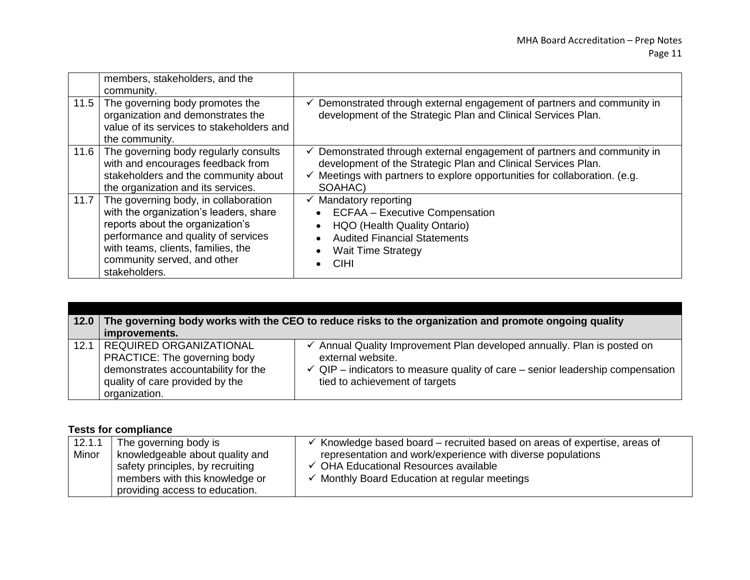| | | |
|---|---|---|
| | members, stakeholders, and the community. | |
| 11.5 | The governing body promotes the organization and demonstrates the value of its services to stakeholders and the community. | ✓ Demonstrated through external engagement of partners and community in development of the Strategic Plan and Clinical Services Plan. |
| 11.6 | The governing body regularly consults with and encourages feedback from stakeholders and the community about the organization and its services. | ✓ Demonstrated through external engagement of partners and community in development of the Strategic Plan and Clinical Services Plan.<br>✓ Meetings with partners to explore opportunities for collaboration. (e.g. SOAHAC) |
| 11.7 | The governing body, in collaboration with the organization's leaders, share reports about the organization's performance and quality of services with teams, clients, families, the community served, and other stakeholders. | ✓ Mandatory reporting<br>• ECFAA – Executive Compensation<br>• HQO (Health Quality Ontario)<br>• Audited Financial Statements<br>• Wait Time Strategy<br>• CIHI |

| | | |
|---|---|---|
| **12.0** | **The governing body works with the CEO to reduce risks to the organization and promote ongoing quality improvements.** | |
| 12.1 | REQUIRED ORGANIZATIONAL PRACTICE: The governing body demonstrates accountability for the quality of care provided by the organization. | ✓ Annual Quality Improvement Plan developed annually. Plan is posted on external website.<br>✓ QIP – indicators to measure quality of care – senior leadership compensation tied to achievement of targets |

**Tests for compliance**

| | | |
|---|---|---|
| 12.1.1 Minor | The governing body is knowledgeable about quality and safety principles, by recruiting members with this knowledge or providing access to education. | ✓ Knowledge based board – recruited based on areas of expertise, areas of representation and work/experience with diverse populations<br>✓ OHA Educational Resources available<br>✓ Monthly Board Education at regular meetings |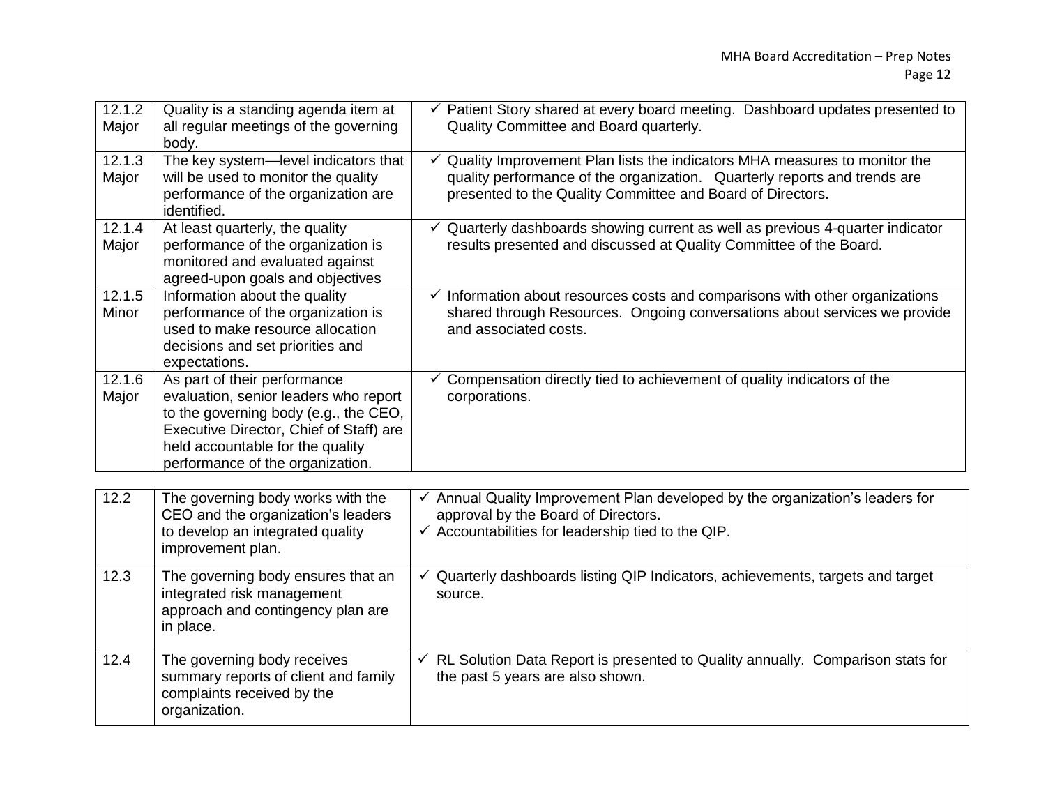| | | |
|---|---|---|
| 12.1.2 Major | Quality is a standing agenda item at all regular meetings of the governing body. | ✓ Patient Story shared at every board meeting. Dashboard updates presented to Quality Committee and Board quarterly. |
| 12.1.3 Major | The key system—level indicators that will be used to monitor the quality performance of the organization are identified. | ✓ Quality Improvement Plan lists the indicators MHA measures to monitor the quality performance of the organization. Quarterly reports and trends are presented to the Quality Committee and Board of Directors. |
| 12.1.4 Major | At least quarterly, the quality performance of the organization is monitored and evaluated against agreed-upon goals and objectives | ✓ Quarterly dashboards showing current as well as previous 4-quarter indicator results presented and discussed at Quality Committee of the Board. |
| 12.1.5 Minor | Information about the quality performance of the organization is used to make resource allocation decisions and set priorities and expectations. | ✓ Information about resources costs and comparisons with other organizations shared through Resources. Ongoing conversations about services we provide and associated costs. |
| 12.1.6 Major | As part of their performance evaluation, senior leaders who report to the governing body (e.g., the CEO, Executive Director, Chief of Staff) are held accountable for the quality performance of the organization. | ✓ Compensation directly tied to achievement of quality indicators of the corporations. |

| | | |
|---|---|---|
| 12.2 | The governing body works with the CEO and the organization's leaders to develop an integrated quality improvement plan. | ✓ Annual Quality Improvement Plan developed by the organization's leaders for approval by the Board of Directors.<br>✓ Accountabilities for leadership tied to the QIP. |
| 12.3 | The governing body ensures that an integrated risk management approach and contingency plan are in place. | ✓ Quarterly dashboards listing QIP Indicators, achievements, targets and target source. |
| 12.4 | The governing body receives summary reports of client and family complaints received by the organization. | ✓ RL Solution Data Report is presented to Quality annually. Comparison stats for the past 5 years are also shown. |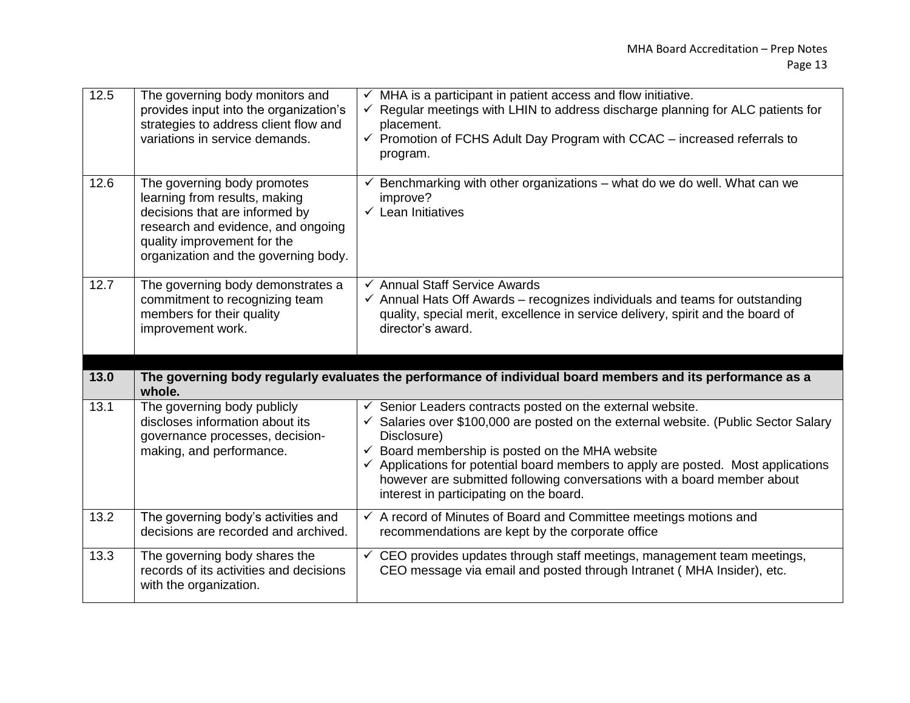| | | |
|---|---|---|
| 12.5 | The governing body monitors and provides input into the organization's strategies to address client flow and variations in service demands. | ✓ MHA is a participant in patient access and flow initiative.<br>✓ Regular meetings with LHIN to address discharge planning for ALC patients for placement.<br>✓ Promotion of FCHS Adult Day Program with CCAC – increased referrals to program. |
| 12.6 | The governing body promotes learning from results, making decisions that are informed by research and evidence, and ongoing quality improvement for the organization and the governing body. | ✓ Benchmarking with other organizations – what do we do well. What can we improve?<br>✓ Lean Initiatives |
| 12.7 | The governing body demonstrates a commitment to recognizing team members for their quality improvement work. | ✓ Annual Staff Service Awards<br>✓ Annual Hats Off Awards – recognizes individuals and teams for outstanding quality, special merit, excellence in service delivery, spirit and the board of director's award. |
| | | |
| **13.0** | **The governing body regularly evaluates the performance of individual board members and its performance as a whole.** | |
| 13.1 | The governing body publicly discloses information about its governance processes, decision-making, and performance. | ✓ Senior Leaders contracts posted on the external website.<br>✓ Salaries over $100,000 are posted on the external website. (Public Sector Salary Disclosure)<br>✓ Board membership is posted on the MHA website<br>✓ Applications for potential board members to apply are posted. Most applications however are submitted following conversations with a board member about interest in participating on the board. |
| 13.2 | The governing body's activities and decisions are recorded and archived. | ✓ A record of Minutes of Board and Committee meetings motions and recommendations are kept by the corporate office |
| 13.3 | The governing body shares the records of its activities and decisions with the organization. | ✓ CEO provides updates through staff meetings, management team meetings, CEO message via email and posted through Intranet ( MHA Insider), etc. |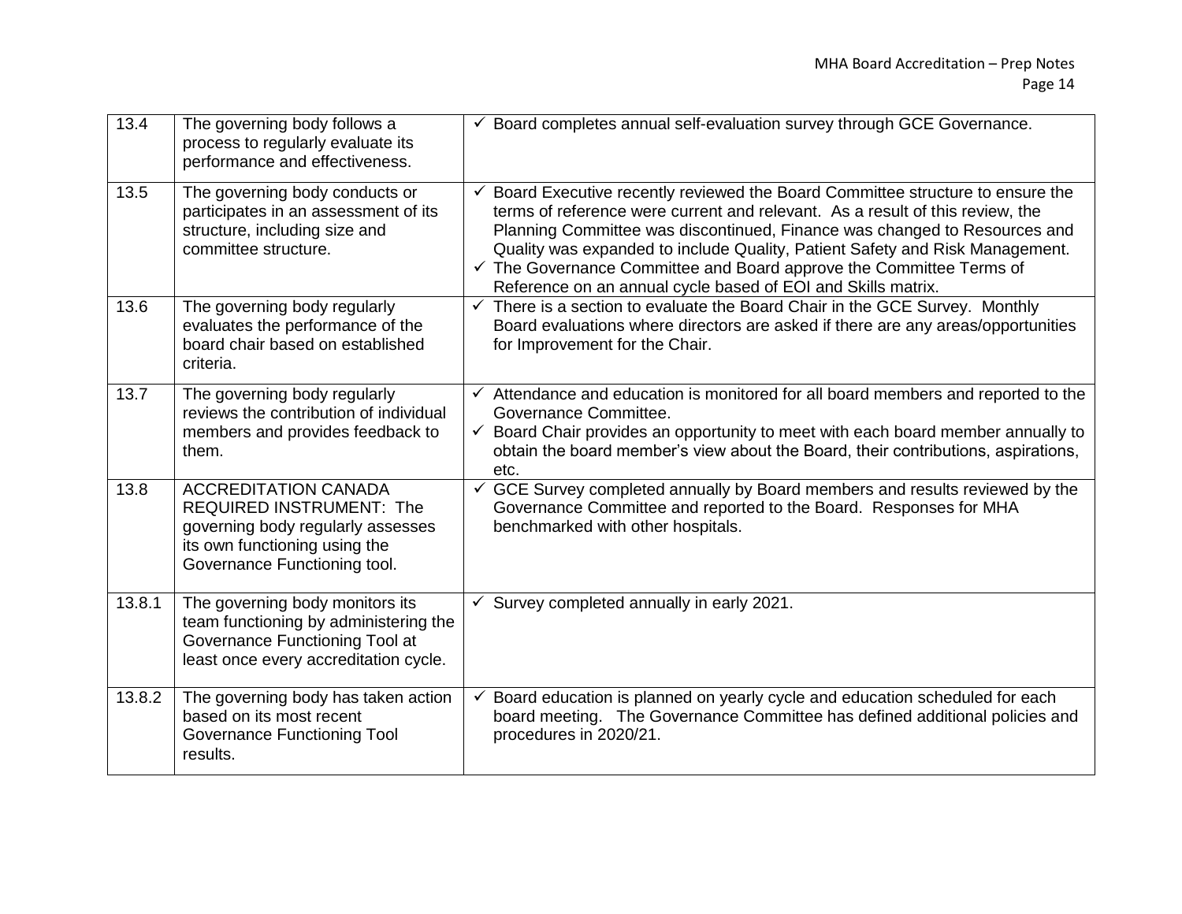| | | |
|---|---|---|
| 13.4 | The governing body follows a process to regularly evaluate its performance and effectiveness. | ✓ Board completes annual self-evaluation survey through GCE Governance. |
| 13.5 | The governing body conducts or participates in an assessment of its structure, including size and committee structure. | ✓ Board Executive recently reviewed the Board Committee structure to ensure the terms of reference were current and relevant. As a result of this review, the Planning Committee was discontinued, Finance was changed to Resources and Quality was expanded to include Quality, Patient Safety and Risk Management.<br>✓ The Governance Committee and Board approve the Committee Terms of Reference on an annual cycle based of EOI and Skills matrix. |
| 13.6 | The governing body regularly evaluates the performance of the board chair based on established criteria. | ✓ There is a section to evaluate the Board Chair in the GCE Survey. Monthly Board evaluations where directors are asked if there are any areas/opportunities for Improvement for the Chair. |
| 13.7 | The governing body regularly reviews the contribution of individual members and provides feedback to them. | ✓ Attendance and education is monitored for all board members and reported to the Governance Committee.<br>✓ Board Chair provides an opportunity to meet with each board member annually to obtain the board member's view about the Board, their contributions, aspirations, etc. |
| 13.8 | ACCREDITATION CANADA REQUIRED INSTRUMENT: The governing body regularly assesses its own functioning using the Governance Functioning tool. | ✓ GCE Survey completed annually by Board members and results reviewed by the Governance Committee and reported to the Board. Responses for MHA benchmarked with other hospitals. |
| 13.8.1 | The governing body monitors its team functioning by administering the Governance Functioning Tool at least once every accreditation cycle. | ✓ Survey completed annually in early 2021. |
| 13.8.2 | The governing body has taken action based on its most recent Governance Functioning Tool results. | ✓ Board education is planned on yearly cycle and education scheduled for each board meeting. The Governance Committee has defined additional policies and procedures in 2020/21. |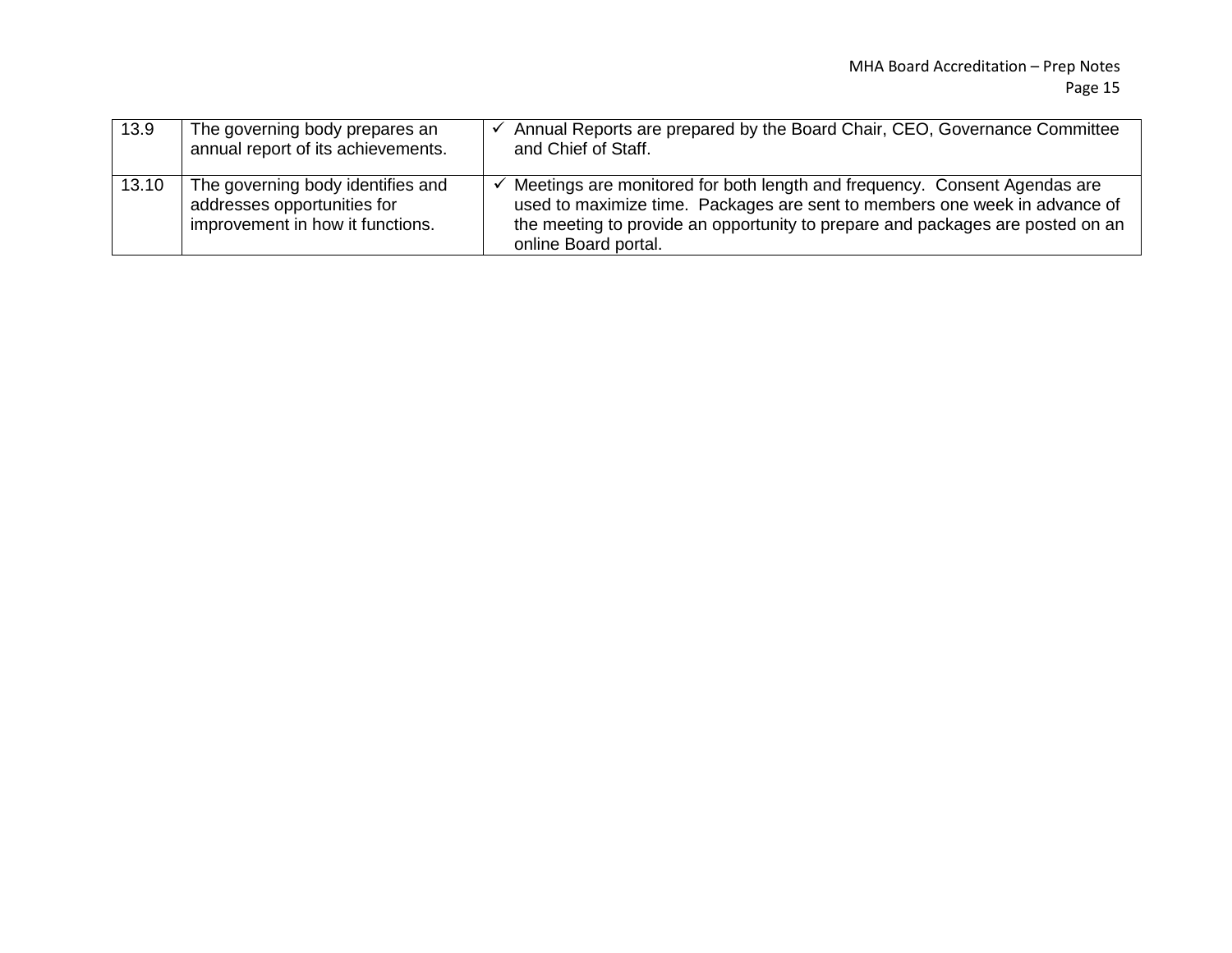| | | |
|---|---|---|
| 13.9 | The governing body prepares an annual report of its achievements. | ✓ Annual Reports are prepared by the Board Chair, CEO, Governance Committee and Chief of Staff. |
| 13.10 | The governing body identifies and addresses opportunities for improvement in how it functions. | ✓ Meetings are monitored for both length and frequency. Consent Agendas are used to maximize time. Packages are sent to members one week in advance of the meeting to provide an opportunity to prepare and packages are posted on an online Board portal. |